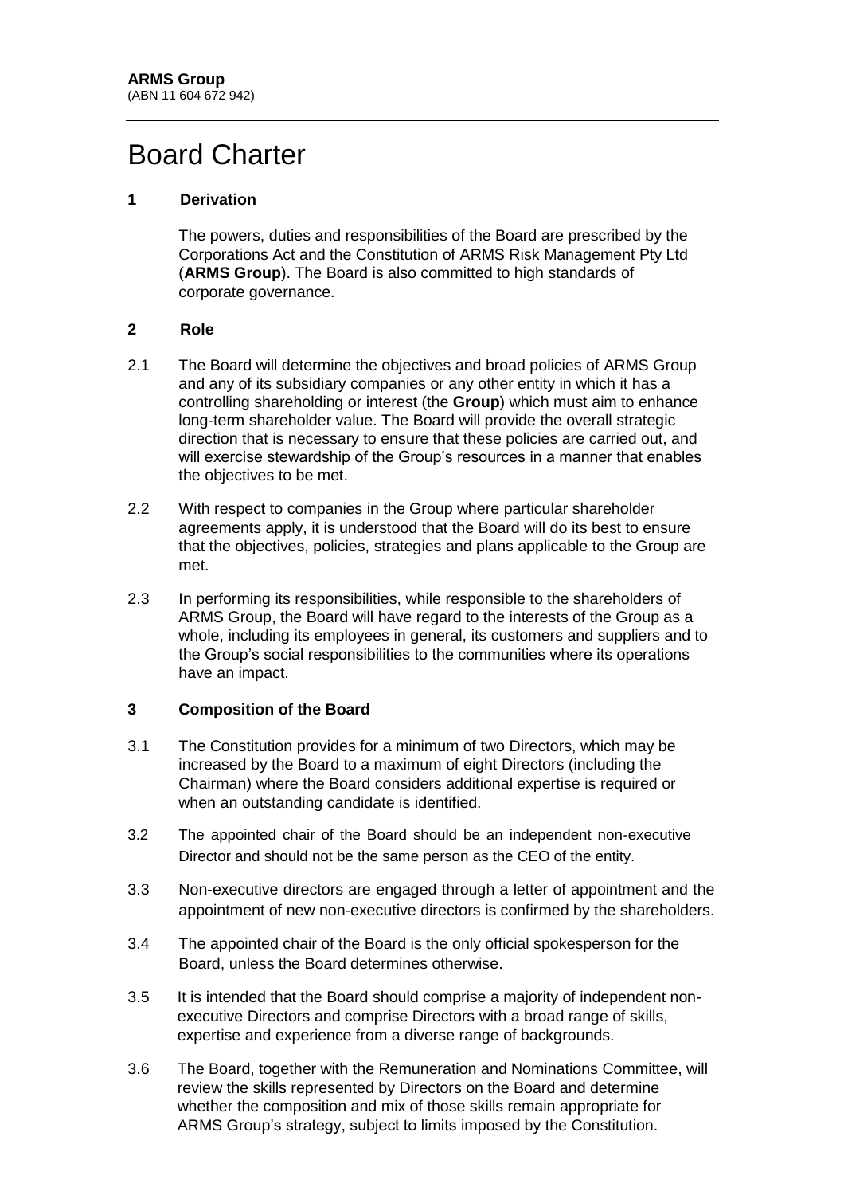**ARMS Group**
(ABN 11 604 672 942)

# Board Charter

## 1 Derivation

The powers, duties and responsibilities of the Board are prescribed by the Corporations Act and the Constitution of ARMS Risk Management Pty Ltd (**ARMS Group**). The Board is also committed to high standards of corporate governance.

## 2 Role

2.1 The Board will determine the objectives and broad policies of ARMS Group and any of its subsidiary companies or any other entity in which it has a controlling shareholding or interest (the **Group**) which must aim to enhance long-term shareholder value. The Board will provide the overall strategic direction that is necessary to ensure that these policies are carried out, and will exercise stewardship of the Group's resources in a manner that enables the objectives to be met.

2.2 With respect to companies in the Group where particular shareholder agreements apply, it is understood that the Board will do its best to ensure that the objectives, policies, strategies and plans applicable to the Group are met.

2.3 In performing its responsibilities, while responsible to the shareholders of ARMS Group, the Board will have regard to the interests of the Group as a whole, including its employees in general, its customers and suppliers and to the Group's social responsibilities to the communities where its operations have an impact.

## 3 Composition of the Board

3.1 The Constitution provides for a minimum of two Directors, which may be increased by the Board to a maximum of eight Directors (including the Chairman) where the Board considers additional expertise is required or when an outstanding candidate is identified.

3.2 The appointed chair of the Board should be an independent non-executive Director and should not be the same person as the CEO of the entity.

3.3 Non-executive directors are engaged through a letter of appointment and the appointment of new non-executive directors is confirmed by the shareholders.

3.4 The appointed chair of the Board is the only official spokesperson for the Board, unless the Board determines otherwise.

3.5 It is intended that the Board should comprise a majority of independent non-executive Directors and comprise Directors with a broad range of skills, expertise and experience from a diverse range of backgrounds.

3.6 The Board, together with the Remuneration and Nominations Committee, will review the skills represented by Directors on the Board and determine whether the composition and mix of those skills remain appropriate for ARMS Group's strategy, subject to limits imposed by the Constitution.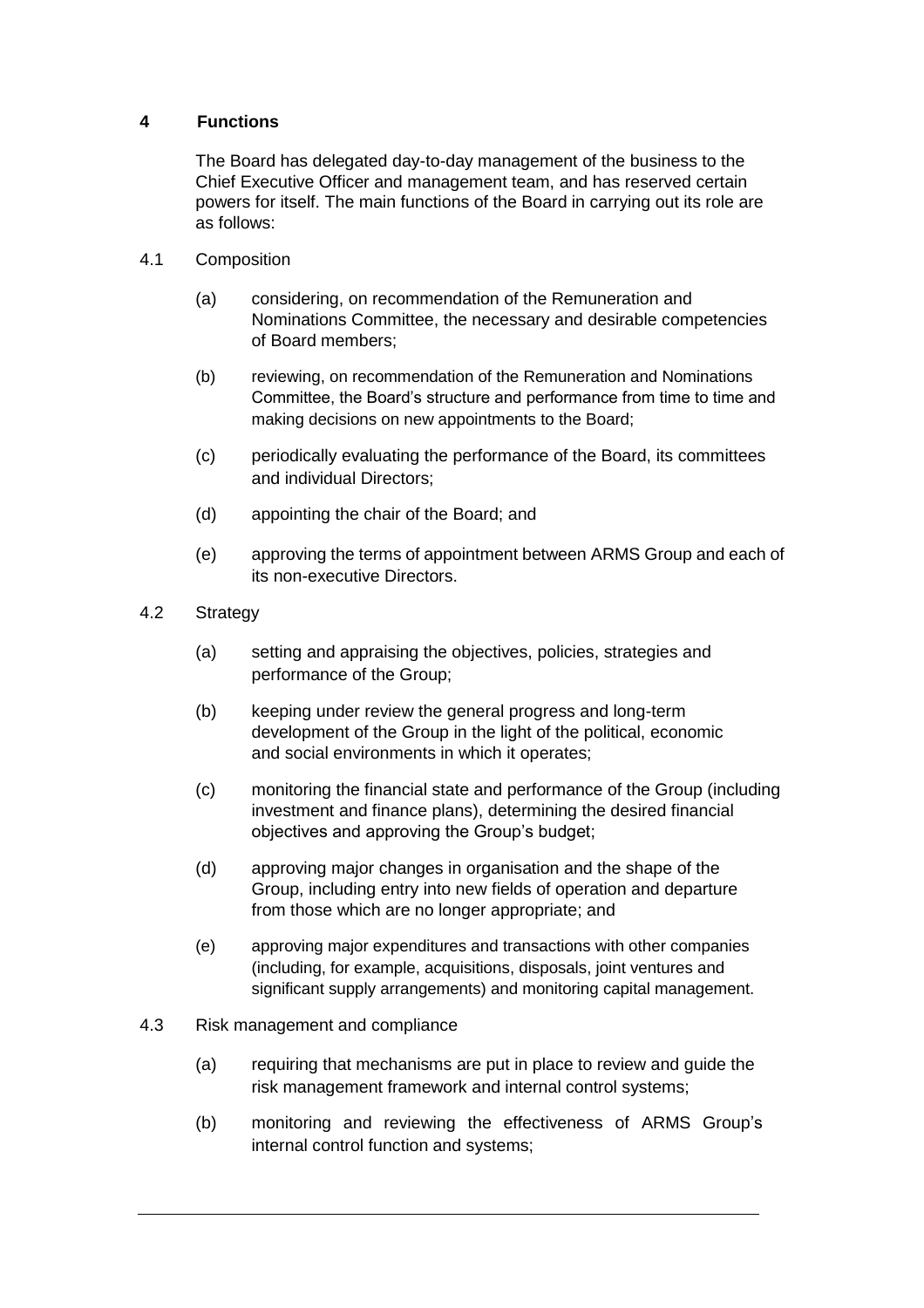## 4 Functions

The Board has delegated day-to-day management of the business to the Chief Executive Officer and management team, and has reserved certain powers for itself. The main functions of the Board in carrying out its role are as follows:

### 4.1 Composition

(a) considering, on recommendation of the Remuneration and Nominations Committee, the necessary and desirable competencies of Board members;

(b) reviewing, on recommendation of the Remuneration and Nominations Committee, the Board's structure and performance from time to time and making decisions on new appointments to the Board;

(c) periodically evaluating the performance of the Board, its committees and individual Directors;

(d) appointing the chair of the Board; and

(e) approving the terms of appointment between ARMS Group and each of its non-executive Directors.

### 4.2 Strategy

(a) setting and appraising the objectives, policies, strategies and performance of the Group;

(b) keeping under review the general progress and long-term development of the Group in the light of the political, economic and social environments in which it operates;

(c) monitoring the financial state and performance of the Group (including investment and finance plans), determining the desired financial objectives and approving the Group's budget;

(d) approving major changes in organisation and the shape of the Group, including entry into new fields of operation and departure from those which are no longer appropriate; and

(e) approving major expenditures and transactions with other companies (including, for example, acquisitions, disposals, joint ventures and significant supply arrangements) and monitoring capital management.

### 4.3 Risk management and compliance

(a) requiring that mechanisms are put in place to review and guide the risk management framework and internal control systems;

(b) monitoring and reviewing the effectiveness of ARMS Group's internal control function and systems;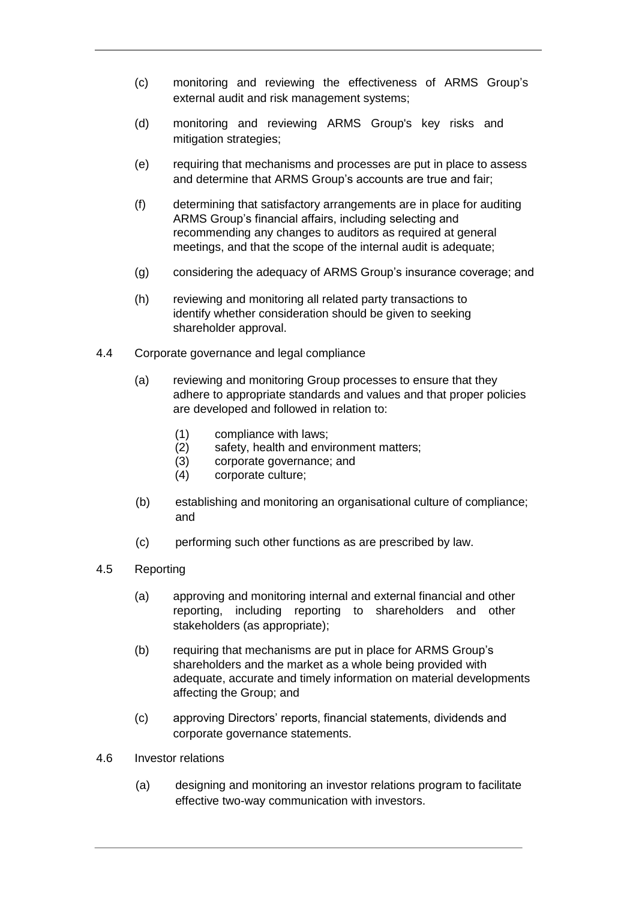(c) monitoring and reviewing the effectiveness of ARMS Group's external audit and risk management systems;

(d) monitoring and reviewing ARMS Group's key risks and mitigation strategies;

(e) requiring that mechanisms and processes are put in place to assess and determine that ARMS Group's accounts are true and fair;

(f) determining that satisfactory arrangements are in place for auditing ARMS Group's financial affairs, including selecting and recommending any changes to auditors as required at general meetings, and that the scope of the internal audit is adequate;

(g) considering the adequacy of ARMS Group's insurance coverage; and

(h) reviewing and monitoring all related party transactions to identify whether consideration should be given to seeking shareholder approval.

4.4 Corporate governance and legal compliance

(a) reviewing and monitoring Group processes to ensure that they adhere to appropriate standards and values and that proper policies are developed and followed in relation to:

(1) compliance with laws;
(2) safety, health and environment matters;
(3) corporate governance; and
(4) corporate culture;

(b) establishing and monitoring an organisational culture of compliance; and

(c) performing such other functions as are prescribed by law.

4.5 Reporting

(a) approving and monitoring internal and external financial and other reporting, including reporting to shareholders and other stakeholders (as appropriate);

(b) requiring that mechanisms are put in place for ARMS Group's shareholders and the market as a whole being provided with adequate, accurate and timely information on material developments affecting the Group; and

(c) approving Directors' reports, financial statements, dividends and corporate governance statements.

4.6 Investor relations

(a) designing and monitoring an investor relations program to facilitate effective two-way communication with investors.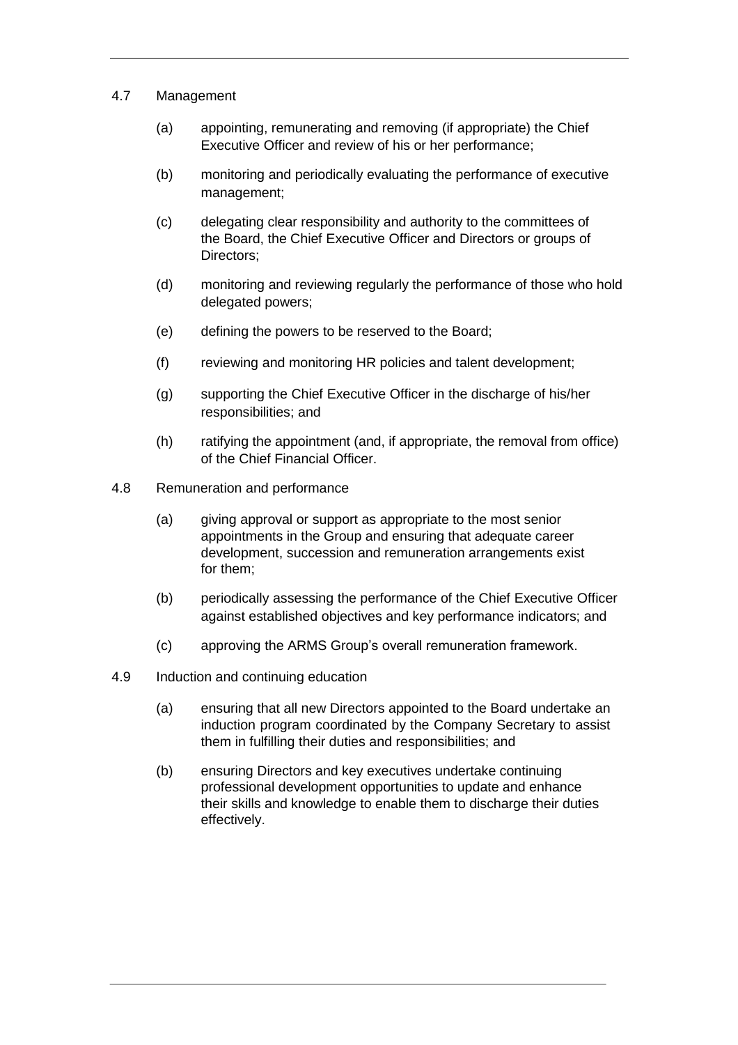4.7 Management

(a) appointing, remunerating and removing (if appropriate) the Chief Executive Officer and review of his or her performance;

(b) monitoring and periodically evaluating the performance of executive management;

(c) delegating clear responsibility and authority to the committees of the Board, the Chief Executive Officer and Directors or groups of Directors;

(d) monitoring and reviewing regularly the performance of those who hold delegated powers;

(e) defining the powers to be reserved to the Board;

(f) reviewing and monitoring HR policies and talent development;

(g) supporting the Chief Executive Officer in the discharge of his/her responsibilities; and

(h) ratifying the appointment (and, if appropriate, the removal from office) of the Chief Financial Officer.

4.8 Remuneration and performance

(a) giving approval or support as appropriate to the most senior appointments in the Group and ensuring that adequate career development, succession and remuneration arrangements exist for them;

(b) periodically assessing the performance of the Chief Executive Officer against established objectives and key performance indicators; and

(c) approving the ARMS Group's overall remuneration framework.

4.9 Induction and continuing education

(a) ensuring that all new Directors appointed to the Board undertake an induction program coordinated by the Company Secretary to assist them in fulfilling their duties and responsibilities; and

(b) ensuring Directors and key executives undertake continuing professional development opportunities to update and enhance their skills and knowledge to enable them to discharge their duties effectively.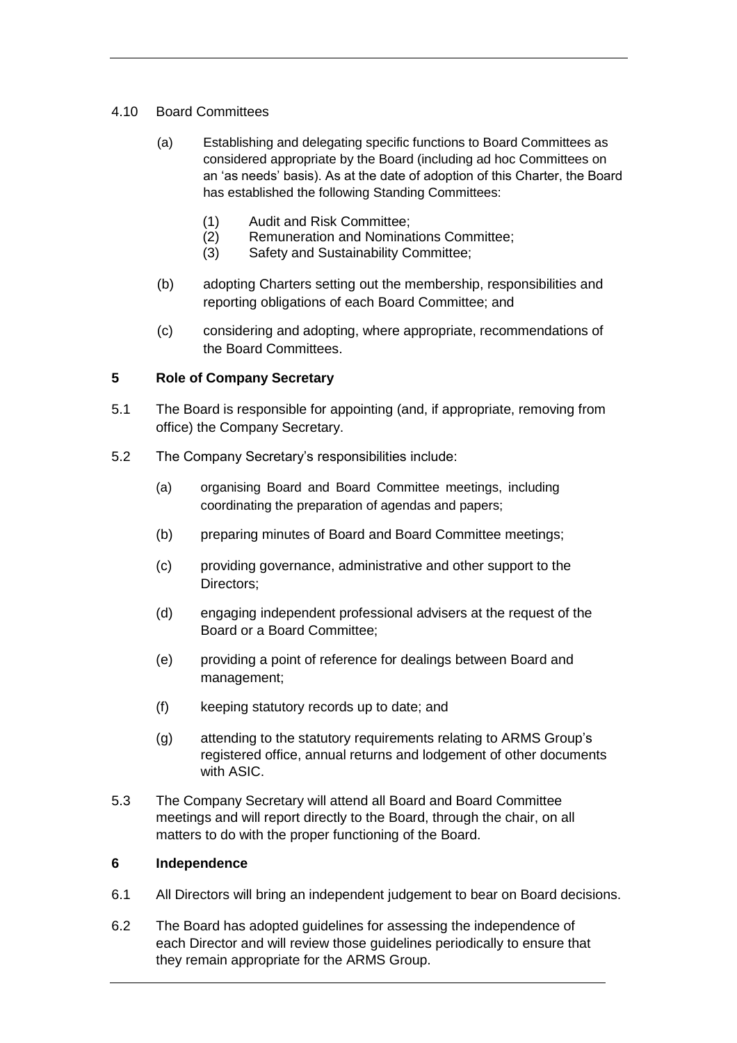4.10 Board Committees

(a) Establishing and delegating specific functions to Board Committees as considered appropriate by the Board (including ad hoc Committees on an 'as needs' basis). As at the date of adoption of this Charter, the Board has established the following Standing Committees:

(1) Audit and Risk Committee;
(2) Remuneration and Nominations Committee;
(3) Safety and Sustainability Committee;

(b) adopting Charters setting out the membership, responsibilities and reporting obligations of each Board Committee; and

(c) considering and adopting, where appropriate, recommendations of the Board Committees.

## 5 Role of Company Secretary

5.1 The Board is responsible for appointing (and, if appropriate, removing from office) the Company Secretary.

5.2 The Company Secretary's responsibilities include:

(a) organising Board and Board Committee meetings, including coordinating the preparation of agendas and papers;

(b) preparing minutes of Board and Board Committee meetings;

(c) providing governance, administrative and other support to the Directors;

(d) engaging independent professional advisers at the request of the Board or a Board Committee;

(e) providing a point of reference for dealings between Board and management;

(f) keeping statutory records up to date; and

(g) attending to the statutory requirements relating to ARMS Group's registered office, annual returns and lodgement of other documents with ASIC.

5.3 The Company Secretary will attend all Board and Board Committee meetings and will report directly to the Board, through the chair, on all matters to do with the proper functioning of the Board.

## 6 Independence

6.1 All Directors will bring an independent judgement to bear on Board decisions.

6.2 The Board has adopted guidelines for assessing the independence of each Director and will review those guidelines periodically to ensure that they remain appropriate for the ARMS Group.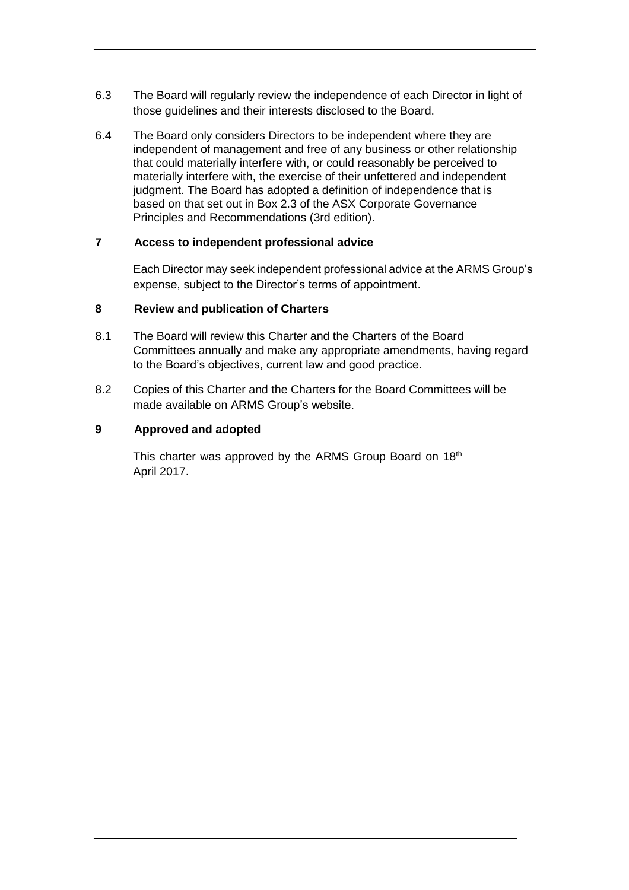6.3 The Board will regularly review the independence of each Director in light of those guidelines and their interests disclosed to the Board.

6.4 The Board only considers Directors to be independent where they are independent of management and free of any business or other relationship that could materially interfere with, or could reasonably be perceived to materially interfere with, the exercise of their unfettered and independent judgment. The Board has adopted a definition of independence that is based on that set out in Box 2.3 of the ASX Corporate Governance Principles and Recommendations (3rd edition).

## 7 Access to independent professional advice

Each Director may seek independent professional advice at the ARMS Group's expense, subject to the Director's terms of appointment.

## 8 Review and publication of Charters

8.1 The Board will review this Charter and the Charters of the Board Committees annually and make any appropriate amendments, having regard to the Board's objectives, current law and good practice.

8.2 Copies of this Charter and the Charters for the Board Committees will be made available on ARMS Group's website.

## 9 Approved and adopted

This charter was approved by the ARMS Group Board on 18th April 2017.